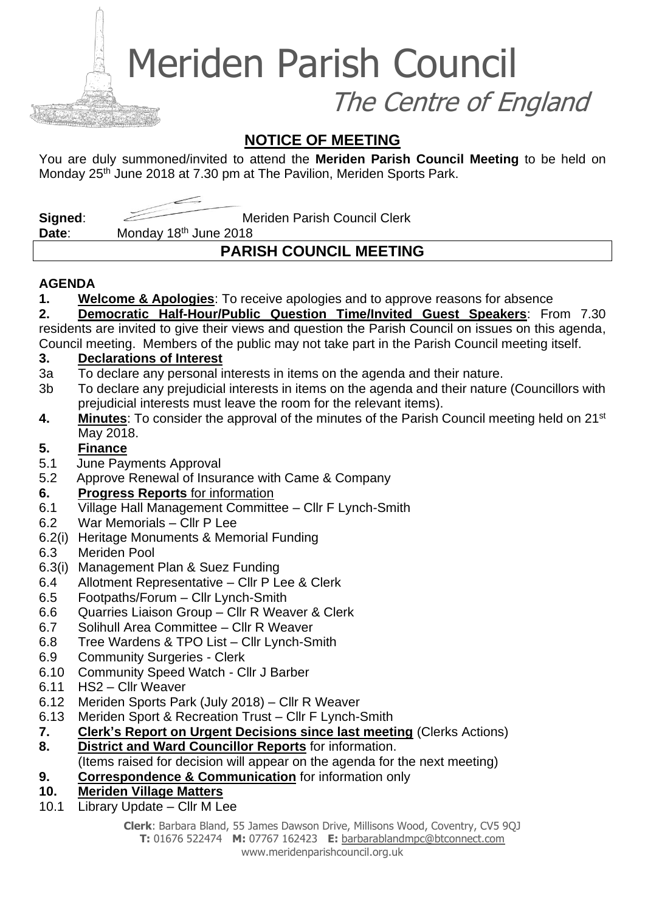# Meriden Parish Council

*The Centre of England*

## NOTICE OF MEETING

You are duly summoned/invited to attend the **Meriden Parish Council Meeting** to be held on Monday 25th June 2018 at 7.30 pm at The Pavilion, Meriden Sports Park.

**Signed**: Meriden Parish Council Clerk

**Date**: Monday 18th June 2018

## PARISH COUNCIL MEETING

**AGENDA**

**1. Welcome & Apologies**: To receive apologies and to approve reasons for absence

**2. Democratic Half-Hour/Public Question Time/Invited Guest Speakers**: From 7.30 residents are invited to give their views and question the Parish Council on issues on this agenda, Council meeting. Members of the public may not take part in the Parish Council meeting itself.

**3. Declarations of Interest**

3a To declare any personal interests in items on the agenda and their nature.

3b To declare any prejudicial interests in items on the agenda and their nature (Councillors with prejudicial interests must leave the room for the relevant items).

**4. Minutes**: To consider the approval of the minutes of the Parish Council meeting held on 21st May 2018.

**5. Finance**

5.1 June Payments Approval

5.2 Approve Renewal of Insurance with Came & Company

**6. Progress Reports** for information

6.1 Village Hall Management Committee – Cllr F Lynch-Smith

6.2 War Memorials – Cllr P Lee

6.2(i) Heritage Monuments & Memorial Funding

6.3 Meriden Pool

6.3(i) Management Plan & Suez Funding

6.4 Allotment Representative – Cllr P Lee & Clerk

6.5 Footpaths/Forum – Cllr Lynch-Smith

6.6 Quarries Liaison Group – Cllr R Weaver & Clerk

6.7 Solihull Area Committee – Cllr R Weaver

6.8 Tree Wardens & TPO List – Cllr Lynch-Smith

6.9 Community Surgeries - Clerk

6.10 Community Speed Watch - Cllr J Barber

6.11 HS2 – Cllr Weaver

6.12 Meriden Sports Park (July 2018) – Cllr R Weaver

6.13 Meriden Sport & Recreation Trust – Cllr F Lynch-Smith

**7. Clerk's Report on Urgent Decisions since last meeting** (Clerks Actions)

**8. District and Ward Councillor Reports** for information.
(Items raised for decision will appear on the agenda for the next meeting)

**9. Correspondence & Communication** for information only

**10. Meriden Village Matters**

10.1 Library Update – Cllr M Lee

**Clerk**: Barbara Bland, 55 James Dawson Drive, Millisons Wood, Coventry, CV5 9QJ
**T:** 01676 522474 **M:** 07767 162423 **E:** barbarablandmpc@btconnect.com
www.meridenparishcouncil.org.uk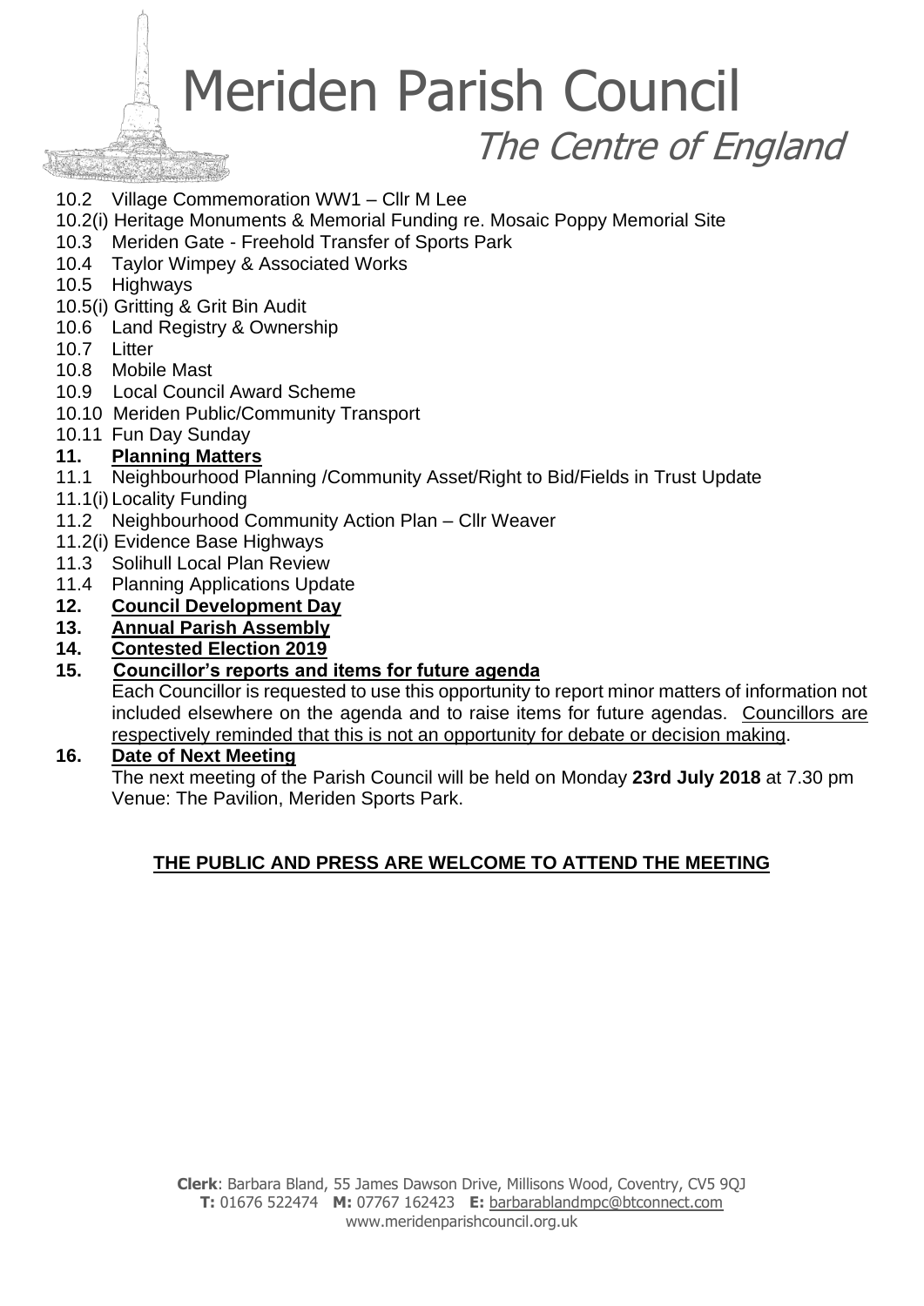# Meriden Parish Council

*The Centre of England*

10.2 Village Commemoration WW1 – Cllr M Lee
10.2(i) Heritage Monuments & Memorial Funding re. Mosaic Poppy Memorial Site
10.3 Meriden Gate - Freehold Transfer of Sports Park
10.4 Taylor Wimpey & Associated Works
10.5 Highways
10.5(i) Gritting & Grit Bin Audit
10.6 Land Registry & Ownership
10.7 Litter
10.8 Mobile Mast
10.9 Local Council Award Scheme
10.10 Meriden Public/Community Transport
10.11 Fun Day Sunday

**11. Planning Matters**

11.1 Neighbourhood Planning /Community Asset/Right to Bid/Fields in Trust Update
11.1(i) Locality Funding
11.2 Neighbourhood Community Action Plan – Cllr Weaver
11.2(i) Evidence Base Highways
11.3 Solihull Local Plan Review
11.4 Planning Applications Update

**12. Council Development Day**

**13. Annual Parish Assembly**

**14. Contested Election 2019**

**15. Councillor's reports and items for future agenda**

Each Councillor is requested to use this opportunity to report minor matters of information not included elsewhere on the agenda and to raise items for future agendas. Councillors are respectively reminded that this is not an opportunity for debate or decision making.

**16. Date of Next Meeting**

The next meeting of the Parish Council will be held on Monday **23rd July 2018** at 7.30 pm Venue: The Pavilion, Meriden Sports Park.

**THE PUBLIC AND PRESS ARE WELCOME TO ATTEND THE MEETING**

**Clerk**: Barbara Bland, 55 James Dawson Drive, Millisons Wood, Coventry, CV5 9QJ
**T:** 01676 522474 **M:** 07767 162423 **E:** barbarablandmpc@btconnect.com
www.meridenparishcouncil.org.uk